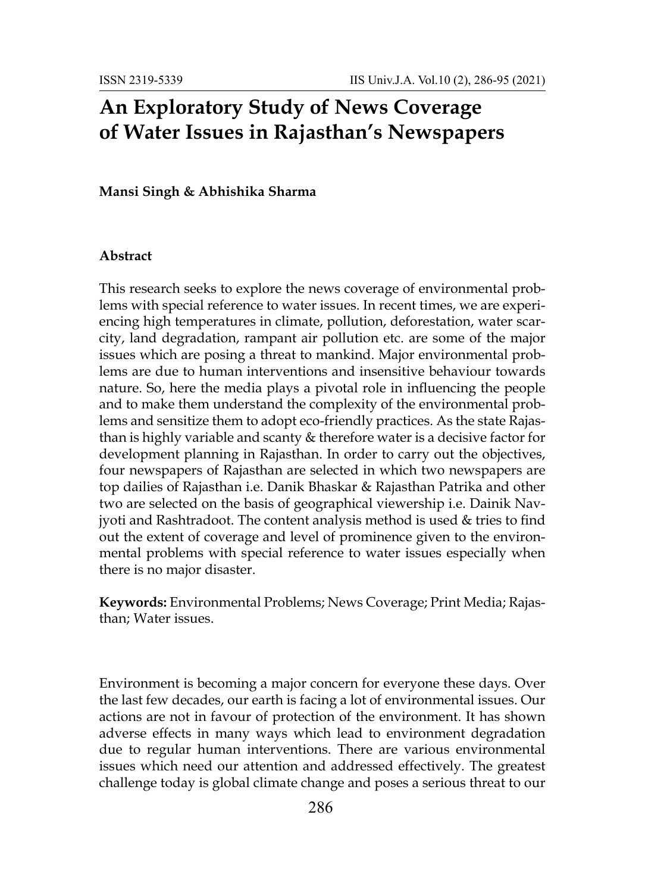# An Exploratory Study of News Coverage of Water Issues in Rajasthan's Newspapers

**Mansi Singh & Abhishika Sharma**

### Abstract

This research seeks to explore the news coverage of environmental problems with special reference to water issues. In recent times, we are experiencing high temperatures in climate, pollution, deforestation, water scarcity, land degradation, rampant air pollution etc. are some of the major issues which are posing a threat to mankind. Major environmental problems are due to human interventions and insensitive behaviour towards nature. So, here the media plays a pivotal role in influencing the people and to make them understand the complexity of the environmental problems and sensitize them to adopt eco-friendly practices. As the state Rajasthan is highly variable and scanty & therefore water is a decisive factor for development planning in Rajasthan. In order to carry out the objectives, four newspapers of Rajasthan are selected in which two newspapers are top dailies of Rajasthan i.e. Danik Bhaskar & Rajasthan Patrika and other two are selected on the basis of geographical viewership i.e. Dainik Navjyoti and Rashtradoot. The content analysis method is used & tries to find out the extent of coverage and level of prominence given to the environmental problems with special reference to water issues especially when there is no major disaster.

**Keywords:** Environmental Problems; News Coverage; Print Media; Rajasthan; Water issues.

Environment is becoming a major concern for everyone these days. Over the last few decades, our earth is facing a lot of environmental issues. Our actions are not in favour of protection of the environment. It has shown adverse effects in many ways which lead to environment degradation due to regular human interventions. There are various environmental issues which need our attention and addressed effectively. The greatest challenge today is global climate change and poses a serious threat to our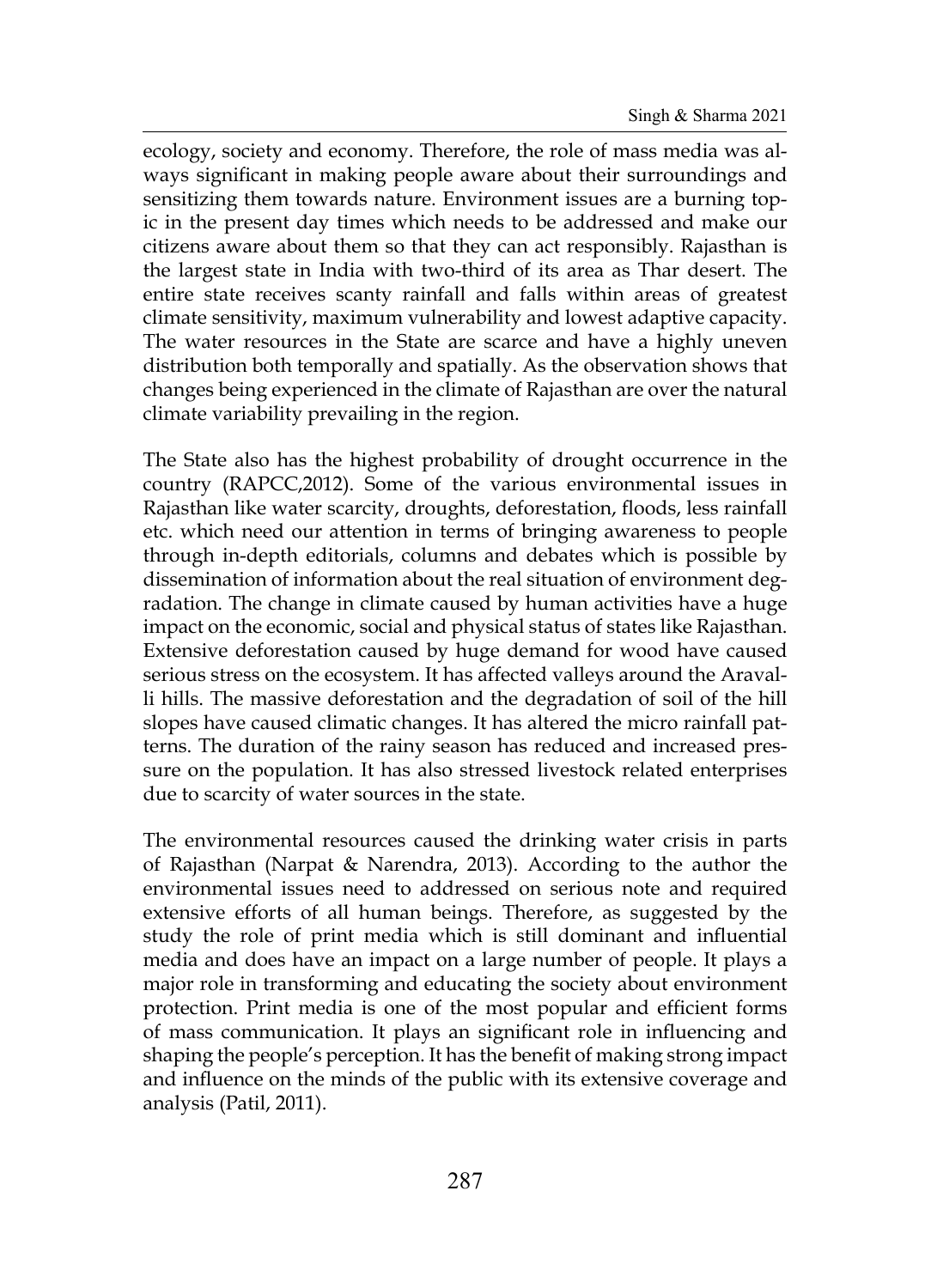ecology, society and economy. Therefore, the role of mass media was always significant in making people aware about their surroundings and sensitizing them towards nature. Environment issues are a burning topic in the present day times which needs to be addressed and make our citizens aware about them so that they can act responsibly. Rajasthan is the largest state in India with two-third of its area as Thar desert. The entire state receives scanty rainfall and falls within areas of greatest climate sensitivity, maximum vulnerability and lowest adaptive capacity. The water resources in the State are scarce and have a highly uneven distribution both temporally and spatially. As the observation shows that changes being experienced in the climate of Rajasthan are over the natural climate variability prevailing in the region.

The State also has the highest probability of drought occurrence in the country (RAPCC,2012). Some of the various environmental issues in Rajasthan like water scarcity, droughts, deforestation, floods, less rainfall etc. which need our attention in terms of bringing awareness to people through in-depth editorials, columns and debates which is possible by dissemination of information about the real situation of environment degradation. The change in climate caused by human activities have a huge impact on the economic, social and physical status of states like Rajasthan. Extensive deforestation caused by huge demand for wood have caused serious stress on the ecosystem. It has affected valleys around the Aravalli hills. The massive deforestation and the degradation of soil of the hill slopes have caused climatic changes. It has altered the micro rainfall patterns. The duration of the rainy season has reduced and increased pressure on the population. It has also stressed livestock related enterprises due to scarcity of water sources in the state.

The environmental resources caused the drinking water crisis in parts of Rajasthan (Narpat & Narendra, 2013). According to the author the environmental issues need to addressed on serious note and required extensive efforts of all human beings. Therefore, as suggested by the study the role of print media which is still dominant and influential media and does have an impact on a large number of people. It plays a major role in transforming and educating the society about environment protection. Print media is one of the most popular and efficient forms of mass communication. It plays an significant role in influencing and shaping the people's perception. It has the benefit of making strong impact and influence on the minds of the public with its extensive coverage and analysis (Patil, 2011).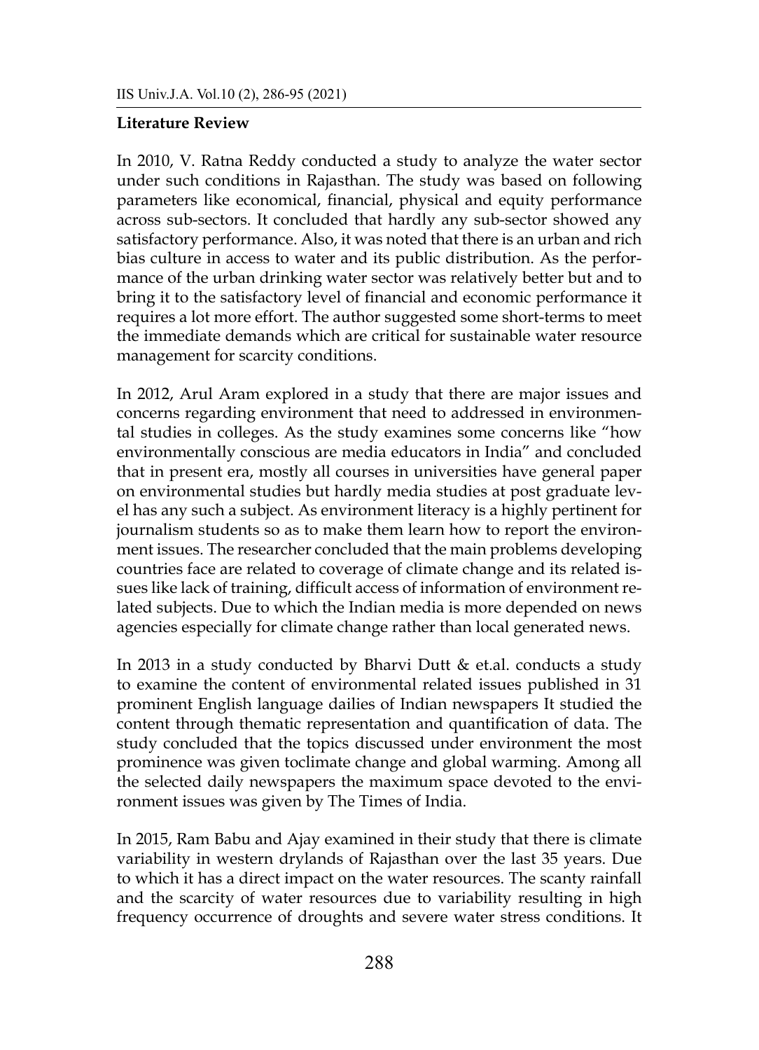**Literature Review**

In 2010, V. Ratna Reddy conducted a study to analyze the water sector under such conditions in Rajasthan. The study was based on following parameters like economical, financial, physical and equity performance across sub-sectors. It concluded that hardly any sub-sector showed any satisfactory performance. Also, it was noted that there is an urban and rich bias culture in access to water and its public distribution. As the performance of the urban drinking water sector was relatively better but and to bring it to the satisfactory level of financial and economic performance it requires a lot more effort. The author suggested some short-terms to meet the immediate demands which are critical for sustainable water resource management for scarcity conditions.

In 2012, Arul Aram explored in a study that there are major issues and concerns regarding environment that need to addressed in environmental studies in colleges. As the study examines some concerns like "how environmentally conscious are media educators in India" and concluded that in present era, mostly all courses in universities have general paper on environmental studies but hardly media studies at post graduate level has any such a subject. As environment literacy is a highly pertinent for journalism students so as to make them learn how to report the environment issues. The researcher concluded that the main problems developing countries face are related to coverage of climate change and its related issues like lack of training, difficult access of information of environment related subjects. Due to which the Indian media is more depended on news agencies especially for climate change rather than local generated news.

In 2013 in a study conducted by Bharvi Dutt & et.al. conducts a study to examine the content of environmental related issues published in 31 prominent English language dailies of Indian newspapers It studied the content through thematic representation and quantification of data. The study concluded that the topics discussed under environment the most prominence was given toclimate change and global warming. Among all the selected daily newspapers the maximum space devoted to the environment issues was given by The Times of India.

In 2015, Ram Babu and Ajay examined in their study that there is climate variability in western drylands of Rajasthan over the last 35 years. Due to which it has a direct impact on the water resources. The scanty rainfall and the scarcity of water resources due to variability resulting in high frequency occurrence of droughts and severe water stress conditions. It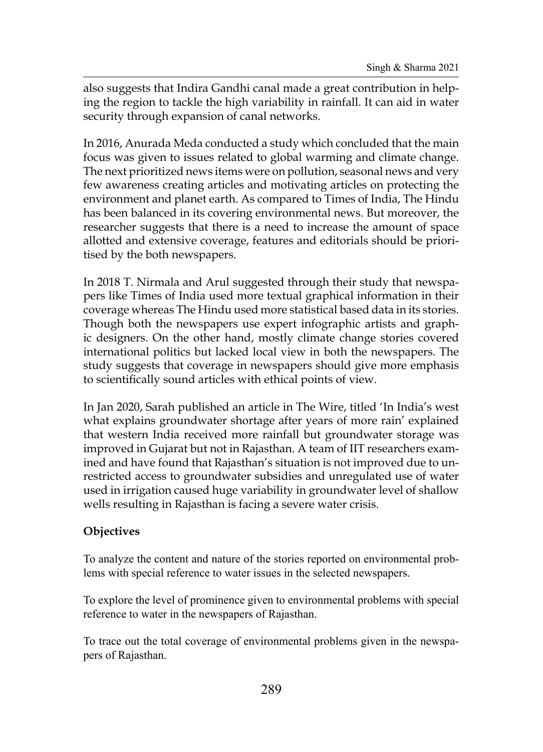also suggests that Indira Gandhi canal made a great contribution in helping the region to tackle the high variability in rainfall. It can aid in water security through expansion of canal networks.

In 2016, Anurada Meda conducted a study which concluded that the main focus was given to issues related to global warming and climate change. The next prioritized news items were on pollution, seasonal news and very few awareness creating articles and motivating articles on protecting the environment and planet earth. As compared to Times of India, The Hindu has been balanced in its covering environmental news. But moreover, the researcher suggests that there is a need to increase the amount of space allotted and extensive coverage, features and editorials should be prioritised by the both newspapers.

In 2018 T. Nirmala and Arul suggested through their study that newspapers like Times of India used more textual graphical information in their coverage whereas The Hindu used more statistical based data in its stories. Though both the newspapers use expert infographic artists and graphic designers. On the other hand, mostly climate change stories covered international politics but lacked local view in both the newspapers. The study suggests that coverage in newspapers should give more emphasis to scientifically sound articles with ethical points of view.

In Jan 2020, Sarah published an article in The Wire, titled 'In India's west what explains groundwater shortage after years of more rain' explained that western India received more rainfall but groundwater storage was improved in Gujarat but not in Rajasthan. A team of IIT researchers examined and have found that Rajasthan's situation is not improved due to unrestricted access to groundwater subsidies and unregulated use of water used in irrigation caused huge variability in groundwater level of shallow wells resulting in Rajasthan is facing a severe water crisis.

**Objectives**

To analyze the content and nature of the stories reported on environmental problems with special reference to water issues in the selected newspapers.

To explore the level of prominence given to environmental problems with special reference to water in the newspapers of Rajasthan.

To trace out the total coverage of environmental problems given in the newspapers of Rajasthan.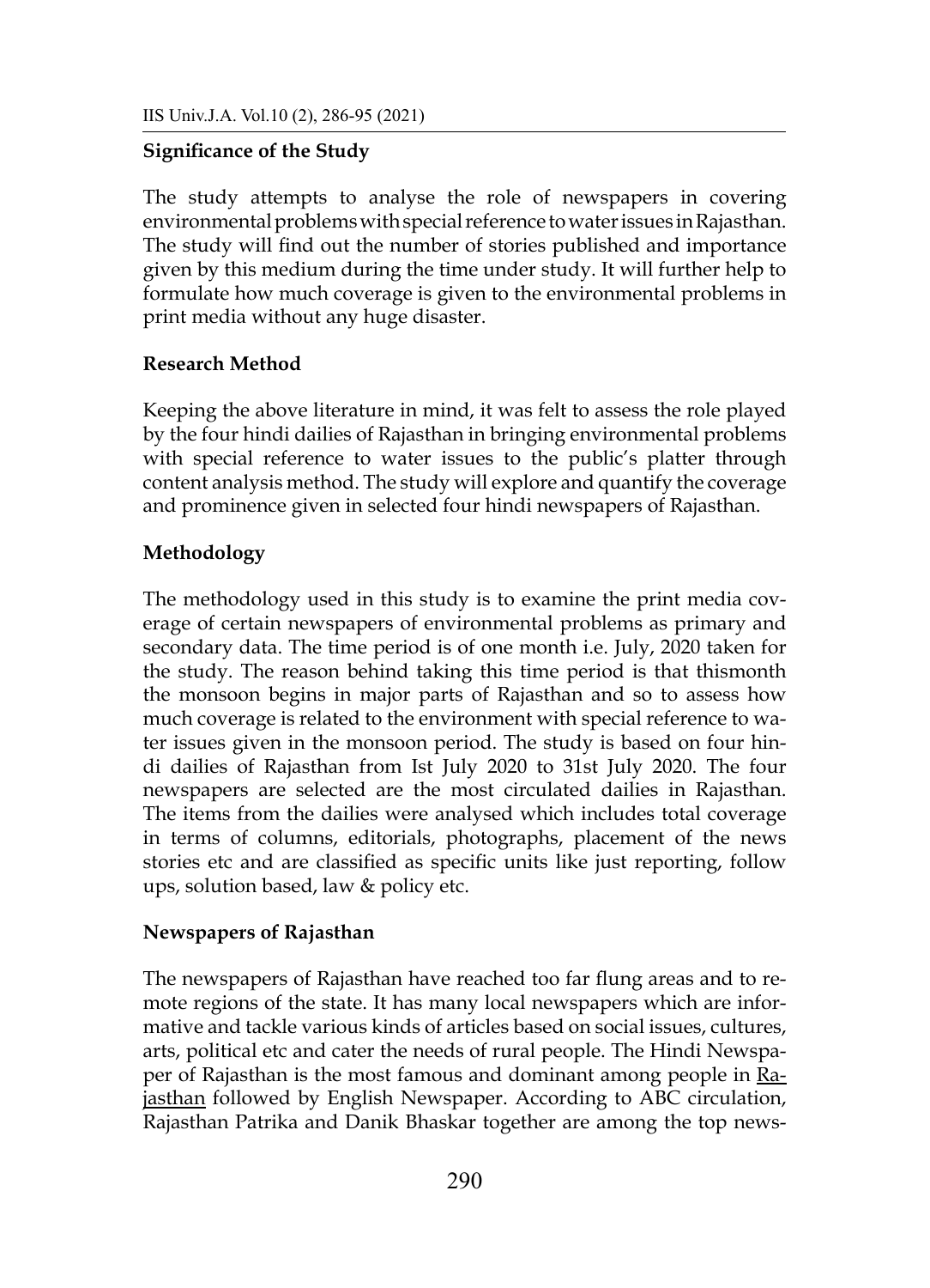## Significance of the Study

The study attempts to analyse the role of newspapers in covering environmental problems with special reference to water issues in Rajasthan. The study will find out the number of stories published and importance given by this medium during the time under study. It will further help to formulate how much coverage is given to the environmental problems in print media without any huge disaster.

## Research Method

Keeping the above literature in mind, it was felt to assess the role played by the four hindi dailies of Rajasthan in bringing environmental problems with special reference to water issues to the public's platter through content analysis method. The study will explore and quantify the coverage and prominence given in selected four hindi newspapers of Rajasthan.

## Methodology

The methodology used in this study is to examine the print media coverage of certain newspapers of environmental problems as primary and secondary data. The time period is of one month i.e. July, 2020 taken for the study. The reason behind taking this time period is that thismonth the monsoon begins in major parts of Rajasthan and so to assess how much coverage is related to the environment with special reference to water issues given in the monsoon period. The study is based on four hindi dailies of Rajasthan from Ist July 2020 to 31st July 2020. The four newspapers are selected are the most circulated dailies in Rajasthan. The items from the dailies were analysed which includes total coverage in terms of columns, editorials, photographs, placement of the news stories etc and are classified as specific units like just reporting, follow ups, solution based, law & policy etc.

## Newspapers of Rajasthan

The newspapers of Rajasthan have reached too far flung areas and to remote regions of the state. It has many local newspapers which are informative and tackle various kinds of articles based on social issues, cultures, arts, political etc and cater the needs of rural people. The Hindi Newspaper of Rajasthan is the most famous and dominant among people in Rajasthan followed by English Newspaper. According to ABC circulation, Rajasthan Patrika and Danik Bhaskar together are among the top news-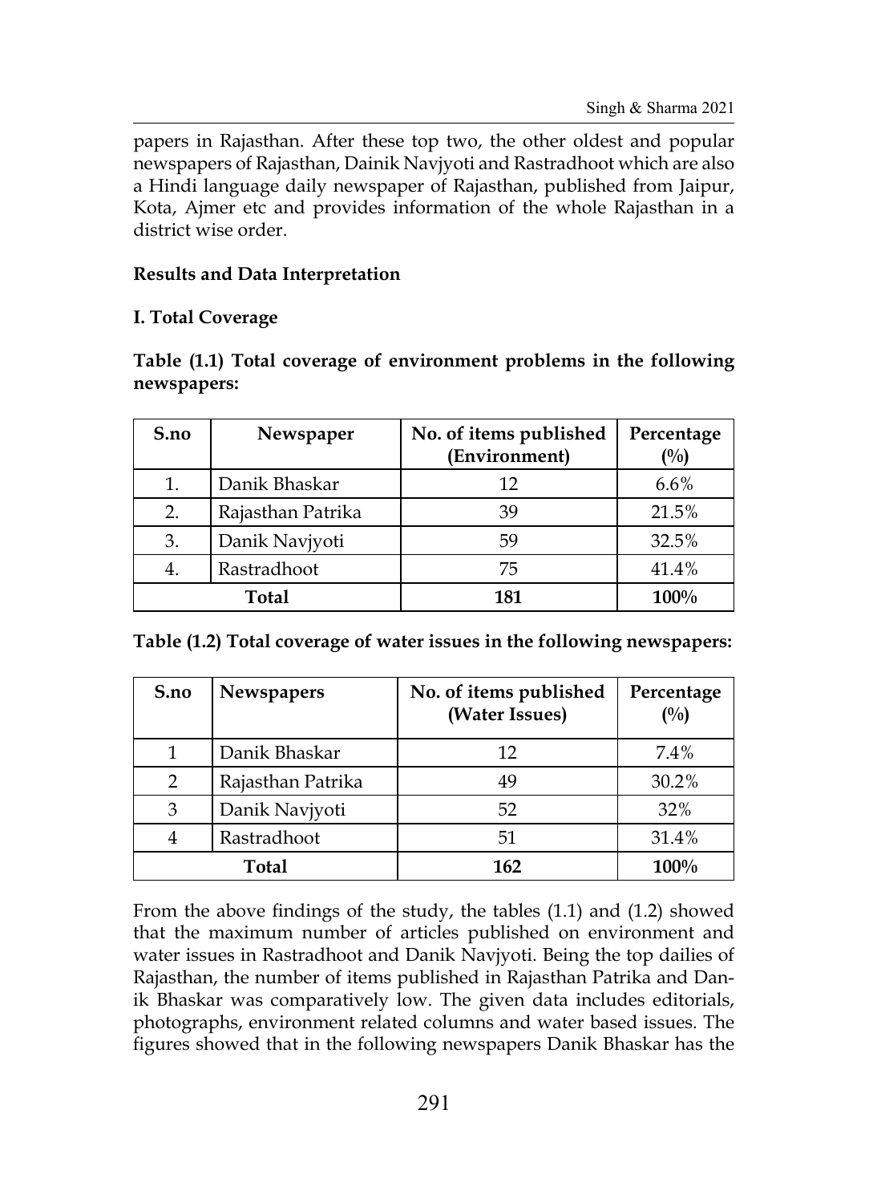papers in Rajasthan. After these top two, the other oldest and popular newspapers of Rajasthan, Dainik Navjyoti and Rastradhoot which are also a Hindi language daily newspaper of Rajasthan, published from Jaipur, Kota, Ajmer etc and provides information of the whole Rajasthan in a district wise order.

## Results and Data Interpretation

### I. Total Coverage

**Table (1.1) Total coverage of environment problems in the following newspapers:**

| S.no | Newspaper | No. of items published (Environment) | Percentage (%) |
|---|---|---|---|
| 1. | Danik Bhaskar | 12 | 6.6% |
| 2. | Rajasthan Patrika | 39 | 21.5% |
| 3. | Danik Navjyoti | 59 | 32.5% |
| 4. | Rastradhoot | 75 | 41.4% |
| **Total** | | **181** | **100%** |

**Table (1.2) Total coverage of water issues in the following newspapers:**

| S.no | Newspapers | No. of items published (Water Issues) | Percentage (%) |
|---|---|---|---|
| 1 | Danik Bhaskar | 12 | 7.4% |
| 2 | Rajasthan Patrika | 49 | 30.2% |
| 3 | Danik Navjyoti | 52 | 32% |
| 4 | Rastradhoot | 51 | 31.4% |
| **Total** | | **162** | **100%** |

From the above findings of the study, the tables (1.1) and (1.2) showed that the maximum number of articles published on environment and water issues in Rastradhoot and Danik Navjyoti. Being the top dailies of Rajasthan, the number of items published in Rajasthan Patrika and Danik Bhaskar was comparatively low. The given data includes editorials, photographs, environment related columns and water based issues. The figures showed that in the following newspapers Danik Bhaskar has the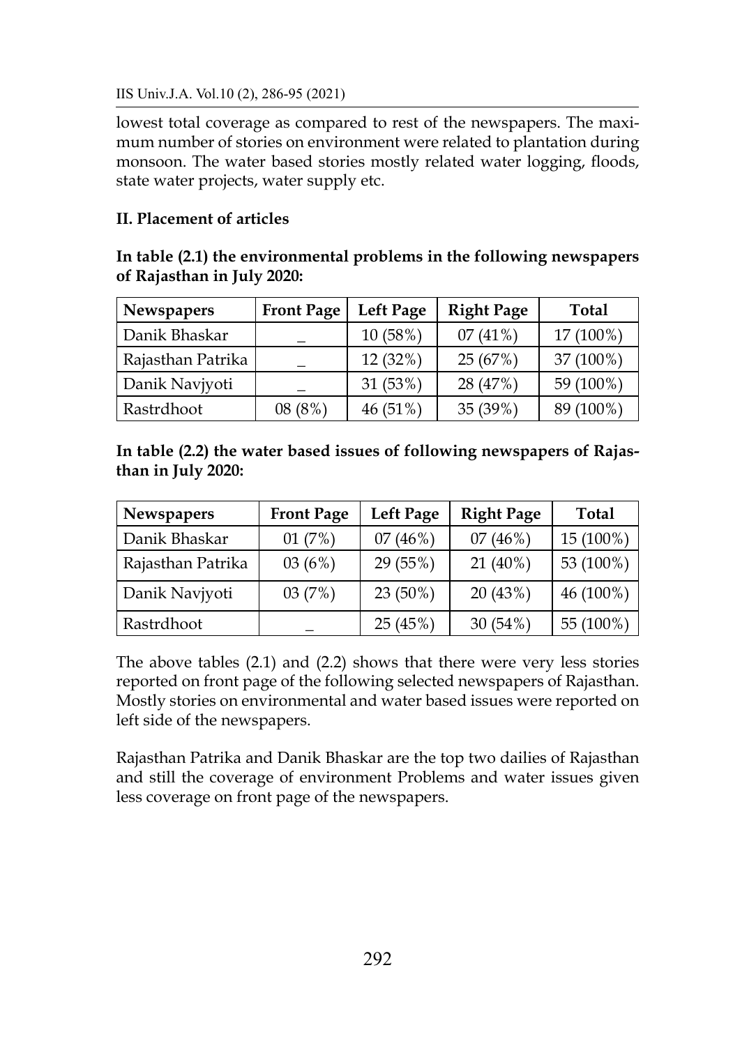lowest total coverage as compared to rest of the newspapers. The maximum number of stories on environment were related to plantation during monsoon. The water based stories mostly related water logging, floods, state water projects, water supply etc.

**II. Placement of articles**

**In table (2.1) the environmental problems in the following newspapers of Rajasthan in July 2020:**

| Newspapers | Front Page | Left Page | Right Page | Total |
|---|---|---|---|---|
| Danik Bhaskar | _ | 10 (58%) | 07 (41%) | 17 (100%) |
| Rajasthan Patrika | _ | 12 (32%) | 25 (67%) | 37 (100%) |
| Danik Navjyoti | _ | 31 (53%) | 28 (47%) | 59 (100%) |
| Rastrdhoot | 08 (8%) | 46 (51%) | 35 (39%) | 89 (100%) |

**In table (2.2) the water based issues of following newspapers of Rajasthan in July 2020:**

| Newspapers | Front Page | Left Page | Right Page | Total |
|---|---|---|---|---|
| Danik Bhaskar | 01 (7%) | 07 (46%) | 07 (46%) | 15 (100%) |
| Rajasthan Patrika | 03 (6%) | 29 (55%) | 21 (40%) | 53 (100%) |
| Danik Navjyoti | 03 (7%) | 23 (50%) | 20 (43%) | 46 (100%) |
| Rastrdhoot | _ | 25 (45%) | 30 (54%) | 55 (100%) |

The above tables (2.1) and (2.2) shows that there were very less stories reported on front page of the following selected newspapers of Rajasthan. Mostly stories on environmental and water based issues were reported on left side of the newspapers.

Rajasthan Patrika and Danik Bhaskar are the top two dailies of Rajasthan and still the coverage of environment Problems and water issues given less coverage on front page of the newspapers.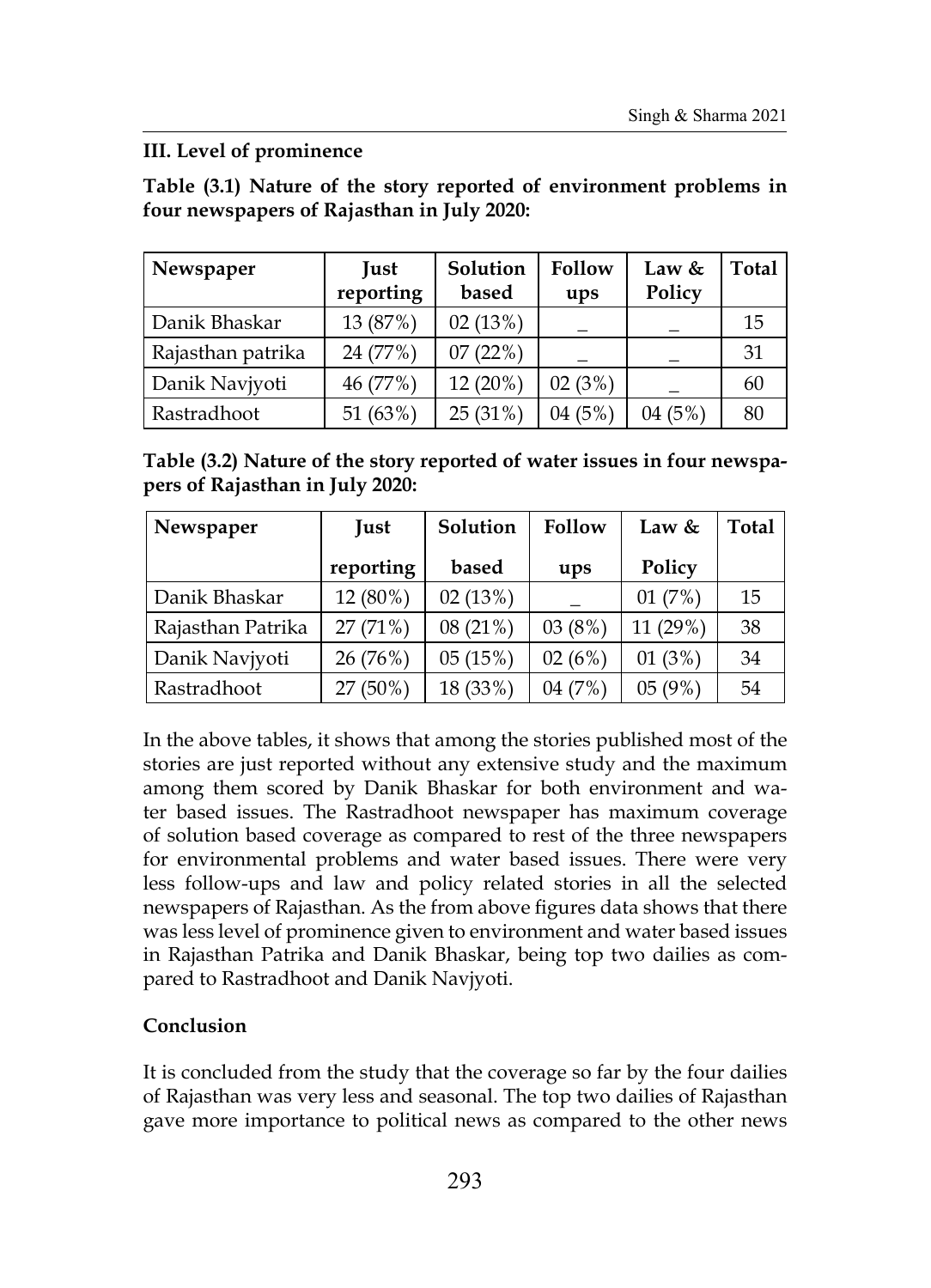### III. Level of prominence

**Table (3.1) Nature of the story reported of environment problems in four newspapers of Rajasthan in July 2020:**

| Newspaper | Just reporting | Solution based | Follow ups | Law & Policy | Total |
|---|---|---|---|---|---|
| Danik Bhaskar | 13 (87%) | 02 (13%) | _ | _ | 15 |
| Rajasthan patrika | 24 (77%) | 07 (22%) | _ | _ | 31 |
| Danik Navjyoti | 46 (77%) | 12 (20%) | 02 (3%) | _ | 60 |
| Rastradhoot | 51 (63%) | 25 (31%) | 04 (5%) | 04 (5%) | 80 |

**Table (3.2) Nature of the story reported of water issues in four newspapers of Rajasthan in July 2020:**

| Newspaper | Just reporting | Solution based | Follow ups | Law & Policy | Total |
|---|---|---|---|---|---|
| Danik Bhaskar | 12 (80%) | 02 (13%) | _ | 01 (7%) | 15 |
| Rajasthan Patrika | 27 (71%) | 08 (21%) | 03 (8%) | 11 (29%) | 38 |
| Danik Navjyoti | 26 (76%) | 05 (15%) | 02 (6%) | 01 (3%) | 34 |
| Rastradhoot | 27 (50%) | 18 (33%) | 04 (7%) | 05 (9%) | 54 |

In the above tables, it shows that among the stories published most of the stories are just reported without any extensive study and the maximum among them scored by Danik Bhaskar for both environment and water based issues. The Rastradhoot newspaper has maximum coverage of solution based coverage as compared to rest of the three newspapers for environmental problems and water based issues. There were very less follow-ups and law and policy related stories in all the selected newspapers of Rajasthan. As the from above figures data shows that there was less level of prominence given to environment and water based issues in Rajasthan Patrika and Danik Bhaskar, being top two dailies as compared to Rastradhoot and Danik Navjyoti.

### Conclusion

It is concluded from the study that the coverage so far by the four dailies of Rajasthan was very less and seasonal. The top two dailies of Rajasthan gave more importance to political news as compared to the other news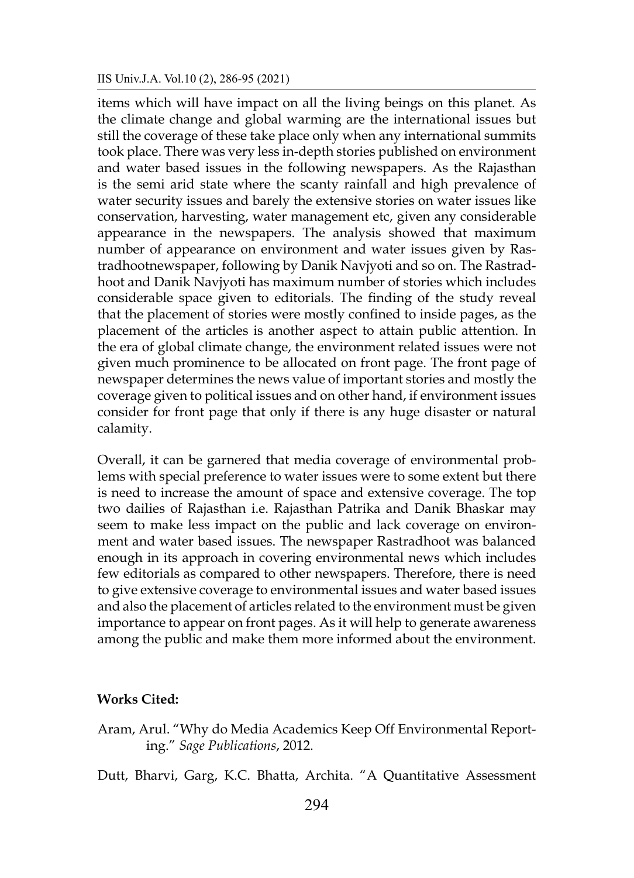items which will have impact on all the living beings on this planet. As the climate change and global warming are the international issues but still the coverage of these take place only when any international summits took place. There was very less in-depth stories published on environment and water based issues in the following newspapers. As the Rajasthan is the semi arid state where the scanty rainfall and high prevalence of water security issues and barely the extensive stories on water issues like conservation, harvesting, water management etc, given any considerable appearance in the newspapers. The analysis showed that maximum number of appearance on environment and water issues given by Rastradhootnewspaper, following by Danik Navjyoti and so on. The Rastradhoot and Danik Navjyoti has maximum number of stories which includes considerable space given to editorials. The finding of the study reveal that the placement of stories were mostly confined to inside pages, as the placement of the articles is another aspect to attain public attention. In the era of global climate change, the environment related issues were not given much prominence to be allocated on front page. The front page of newspaper determines the news value of important stories and mostly the coverage given to political issues and on other hand, if environment issues consider for front page that only if there is any huge disaster or natural calamity.

Overall, it can be garnered that media coverage of environmental problems with special preference to water issues were to some extent but there is need to increase the amount of space and extensive coverage. The top two dailies of Rajasthan i.e. Rajasthan Patrika and Danik Bhaskar may seem to make less impact on the public and lack coverage on environment and water based issues. The newspaper Rastradhoot was balanced enough in its approach in covering environmental news which includes few editorials as compared to other newspapers. Therefore, there is need to give extensive coverage to environmental issues and water based issues and also the placement of articles related to the environment must be given importance to appear on front pages. As it will help to generate awareness among the public and make them more informed about the environment.

**Works Cited:**

Aram, Arul. "Why do Media Academics Keep Off Environmental Reporting." *Sage Publications*, 2012.

Dutt, Bharvi, Garg, K.C. Bhatta, Archita. "A Quantitative Assessment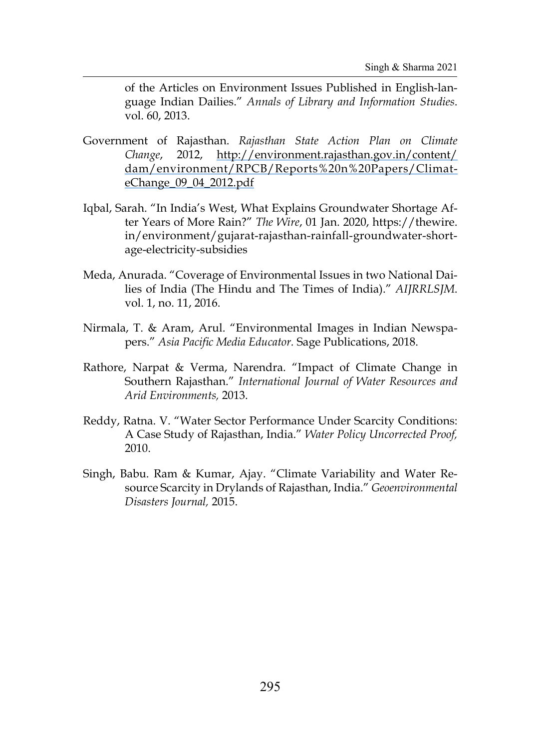of the Articles on Environment Issues Published in English-language Indian Dailies." *Annals of Library and Information Studies*. vol. 60, 2013.

Government of Rajasthan. *Rajasthan State Action Plan on Climate Change*, 2012, http://environment.rajasthan.gov.in/content/dam/environment/RPCB/Reports%20n%20Papers/ClimateChange_09_04_2012.pdf

Iqbal, Sarah. "In India's West, What Explains Groundwater Shortage After Years of More Rain?" *The Wire*, 01 Jan. 2020, https://thewire.in/environment/gujarat-rajasthan-rainfall-groundwater-shortage-electricity-subsidies

Meda, Anurada. "Coverage of Environmental Issues in two National Dailies of India (The Hindu and The Times of India)." *AIJRRLSJM*. vol. 1, no. 11, 2016.

Nirmala, T. & Aram, Arul. "Environmental Images in Indian Newspapers." *Asia Pacific Media Educator.* Sage Publications, 2018.

Rathore, Narpat & Verma, Narendra. "Impact of Climate Change in Southern Rajasthan." *International Journal of Water Resources and Arid Environments,* 2013.

Reddy, Ratna. V. "Water Sector Performance Under Scarcity Conditions: A Case Study of Rajasthan, India." *Water Policy Uncorrected Proof,* 2010.

Singh, Babu. Ram & Kumar, Ajay. "Climate Variability and Water Resource Scarcity in Drylands of Rajasthan, India." *Geoenvironmental Disasters Journal,* 2015.